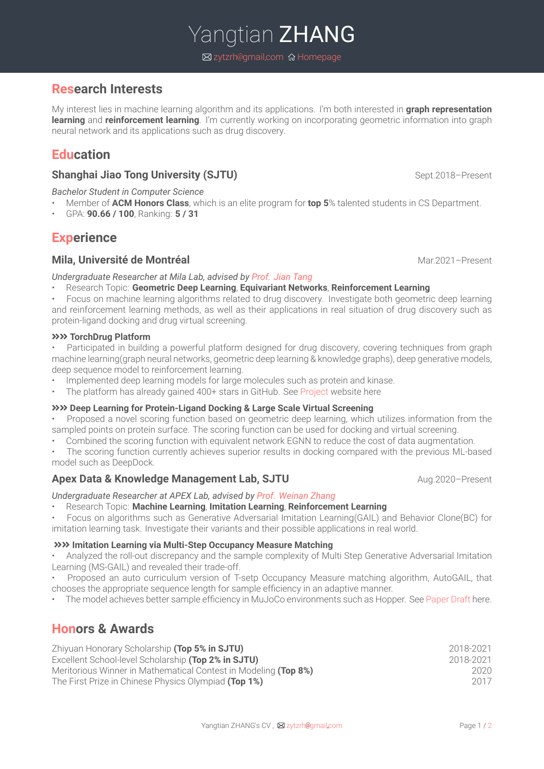# Yangtian ZHANG

zytzrh@gmail.com Homepage

## Research Interests

My interest lies in machine learning algorithm and its applications. I'm both interested in **graph representation learning** and **reinforcement learning**. I'm currently working on incorporating geometric information into graph neural network and its applications such as drug discovery.

## Education

### Shanghai Jiao Tong University (SJTU) — Sept.2018–Present

*Bachelor Student in Computer Science*

- Member of **ACM Honors Class**, which is an elite program for **top 5**% talented students in CS Department.
- GPA: **90.66 / 100**, Ranking: **5 / 31**

## Experience

### Mila, Université de Montréal — Mar.2021–Present

*Undergraduate Researcher at Mila Lab, advised by Prof. Jian Tang*

- Research Topic: **Geometric Deep Learning**, **Equivariant Networks**, **Reinforcement Learning**
- Focus on machine learning algorithms related to drug discovery. Investigate both geometric deep learning and reinforcement learning methods, as well as their applications in real situation of drug discovery such as protein-ligand docking and drug virtual screening.

**»»» TorchDrug Platform**

- Participated in building a powerful platform designed for drug discovery, covering techniques from graph machine learning(graph neural networks, geometric deep learning & knowledge graphs), deep generative models, deep sequence model to reinforcement learning.
- Implemented deep learning models for large molecules such as protein and kinase.
- The platform has already gained 400+ stars in GitHub. See Project website here

**»»» Deep Learning for Protein-Ligand Docking & Large Scale Virtual Screening**

- Proposed a novel scoring function based on geometric deep learning, which utilizes information from the sampled points on protein surface. The scoring function can be used for docking and virtual screening.
- Combined the scoring function with equivalent network EGNN to reduce the cost of data augmentation.
- The scoring function currently achieves superior results in docking compared with the previous ML-based model such as DeepDock.

### Apex Data & Knowledge Management Lab, SJTU — Aug.2020–Present

*Undergraduate Researcher at APEX Lab, advised by Prof. Weinan Zhang*

- Research Topic: **Machine Learning**, **Imitation Learning**, **Reinforcement Learning**
- Focus on algorithms such as Generative Adversarial Imitation Learning(GAIL) and Behavior Clone(BC) for imitation learning task. Investigate their variants and their possible applications in real world.

**»»» Imitation Learning via Multi-Step Occupancy Measure Matching**

- Analyzed the roll-out discrepancy and the sample complexity of Multi Step Generative Adversarial Imitation Learning (MS-GAIL) and revealed their trade-off.
- Proposed an auto curriculum version of T-setp Occupancy Measure matching algorithm, AutoGAIL, that chooses the appropriate sequence length for sample efficiency in an adaptive manner.
- The model achieves better sample efficiency in MuJoCo environments such as Hopper. See Paper Draft here.

## Honors & Awards

- Zhiyuan Honorary Scholarship **(Top 5% in SJTU)** — 2018-2021
- Excellent School-level Scholarship **(Top 2% in SJTU)** — 2018-2021
- Meritorious Winner in Mathematical Contest in Modeling **(Top 8%)** — 2020
- The First Prize in Chinese Physics Olympiad **(Top 1%)** — 2017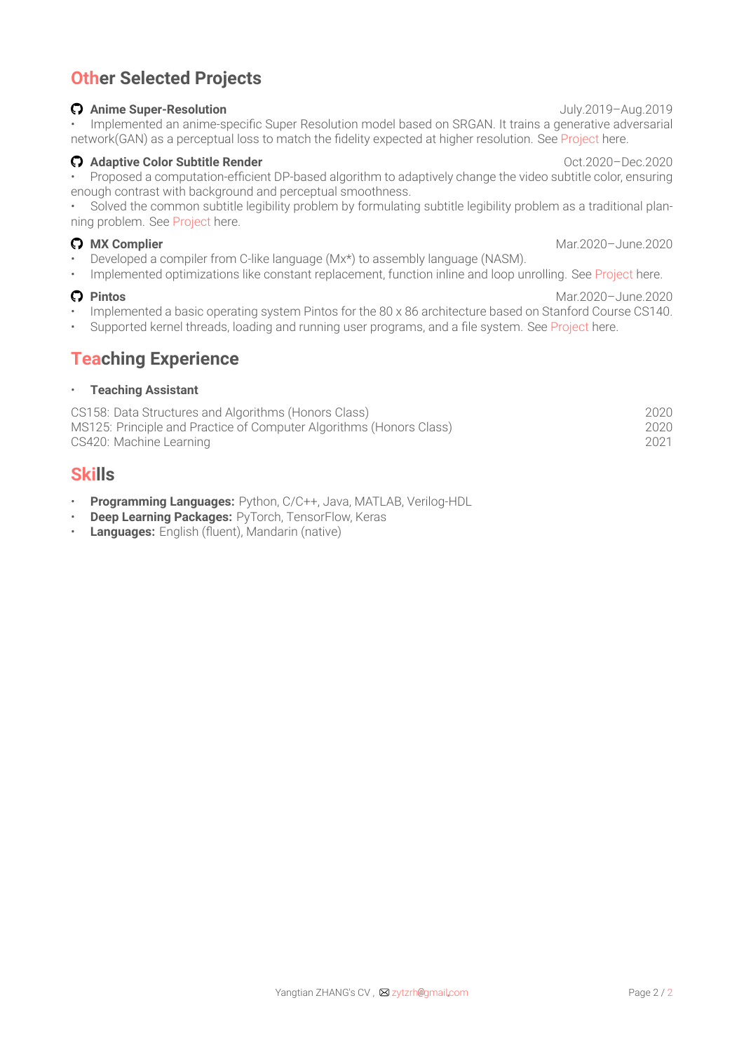## Other Selected Projects

**Anime Super-Resolution** July.2019–Aug.2019

- Implemented an anime-specific Super Resolution model based on SRGAN. It trains a generative adversarial network(GAN) as a perceptual loss to match the fidelity expected at higher resolution. See Project here.

**Adaptive Color Subtitle Render** Oct.2020–Dec.2020

- Proposed a computation-efficient DP-based algorithm to adaptively change the video subtitle color, ensuring enough contrast with background and perceptual smoothness.
- Solved the common subtitle legibility problem by formulating subtitle legibility problem as a traditional planning problem. See Project here.

**MX Complier** Mar.2020–June.2020

- Developed a compiler from C-like language (Mx*) to assembly language (NASM).
- Implemented optimizations like constant replacement, function inline and loop unrolling. See Project here.

**Pintos** Mar.2020–June.2020

- Implemented a basic operating system Pintos for the 80 x 86 architecture based on Stanford Course CS140.
- Supported kernel threads, loading and running user programs, and a file system. See Project here.

## Teaching Experience

- **Teaching Assistant**

| | |
|---|---|
| CS158: Data Structures and Algorithms (Honors Class) | 2020 |
| MS125: Principle and Practice of Computer Algorithms (Honors Class) | 2020 |
| CS420: Machine Learning | 2021 |

## Skills

- **Programming Languages:** Python, C/C++, Java, MATLAB, Verilog-HDL
- **Deep Learning Packages:** PyTorch, TensorFlow, Keras
- **Languages:** English (fluent), Mandarin (native)